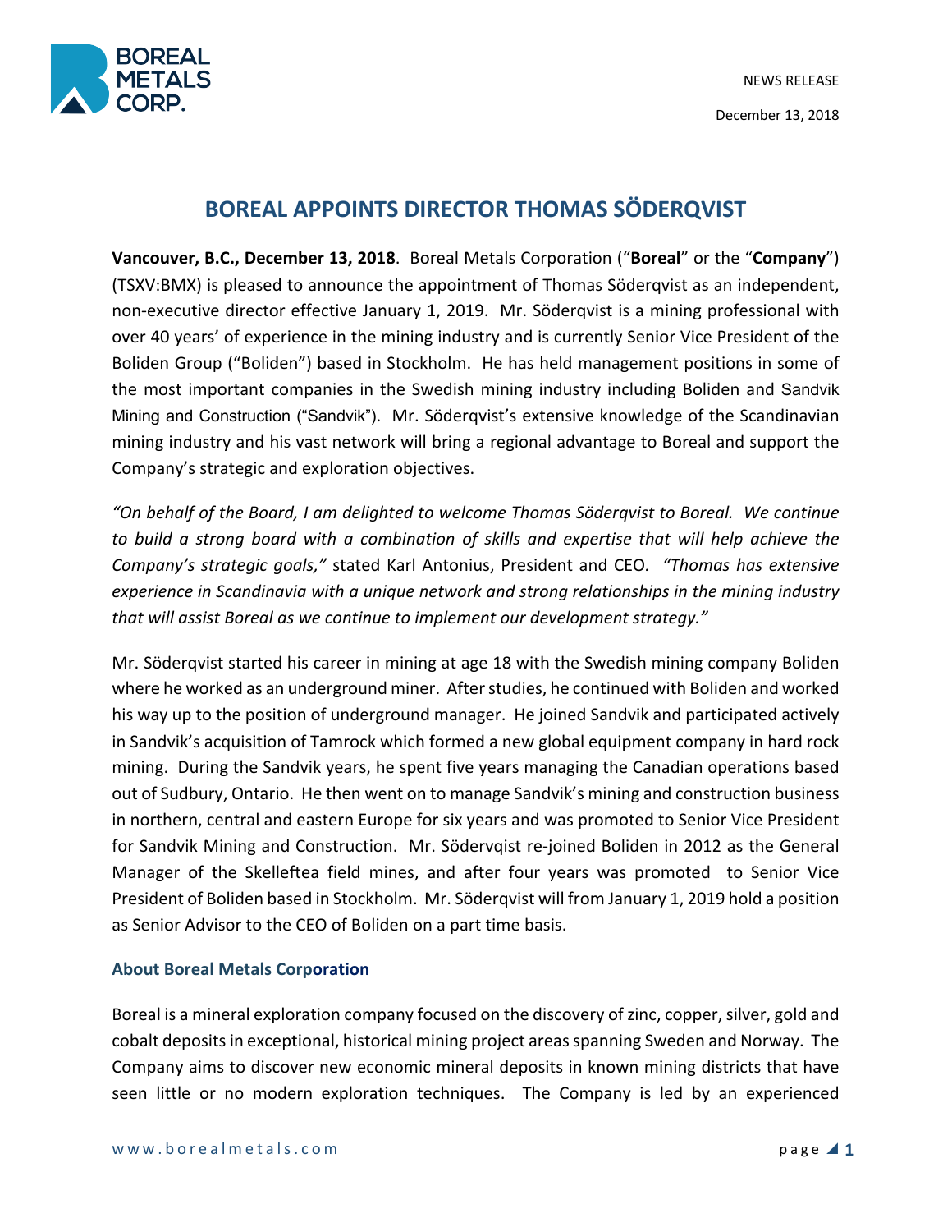NEWS RELEASE

December 13, 2018

# BOREAL APPOINTS DIRECTOR THOMAS SÖDERQVIST

**Vancouver, B.C., December 13, 2018**. Boreal Metals Corporation ("**Boreal**" or the "**Company**") (TSXV:BMX) is pleased to announce the appointment of Thomas Söderqvist as an independent, non-executive director effective January 1, 2019. Mr. Söderqvist is a mining professional with over 40 years' of experience in the mining industry and is currently Senior Vice President of the Boliden Group ("Boliden") based in Stockholm. He has held management positions in some of the most important companies in the Swedish mining industry including Boliden and Sandvik Mining and Construction ("Sandvik"). Mr. Söderqvist's extensive knowledge of the Scandinavian mining industry and his vast network will bring a regional advantage to Boreal and support the Company's strategic and exploration objectives.

*"On behalf of the Board, I am delighted to welcome Thomas Söderqvist to Boreal. We continue to build a strong board with a combination of skills and expertise that will help achieve the Company's strategic goals,"* stated Karl Antonius, President and CEO. *"Thomas has extensive experience in Scandinavia with a unique network and strong relationships in the mining industry that will assist Boreal as we continue to implement our development strategy."*

Mr. Söderqvist started his career in mining at age 18 with the Swedish mining company Boliden where he worked as an underground miner. After studies, he continued with Boliden and worked his way up to the position of underground manager. He joined Sandvik and participated actively in Sandvik's acquisition of Tamrock which formed a new global equipment company in hard rock mining. During the Sandvik years, he spent five years managing the Canadian operations based out of Sudbury, Ontario. He then went on to manage Sandvik's mining and construction business in northern, central and eastern Europe for six years and was promoted to Senior Vice President for Sandvik Mining and Construction. Mr. Södervqist re-joined Boliden in 2012 as the General Manager of the Skelleftea field mines, and after four years was promoted to Senior Vice President of Boliden based in Stockholm. Mr. Söderqvist will from January 1, 2019 hold a position as Senior Advisor to the CEO of Boliden on a part time basis.

### About Boreal Metals Corporation

Boreal is a mineral exploration company focused on the discovery of zinc, copper, silver, gold and cobalt deposits in exceptional, historical mining project areas spanning Sweden and Norway. The Company aims to discover new economic mineral deposits in known mining districts that have seen little or no modern exploration techniques. The Company is led by an experienced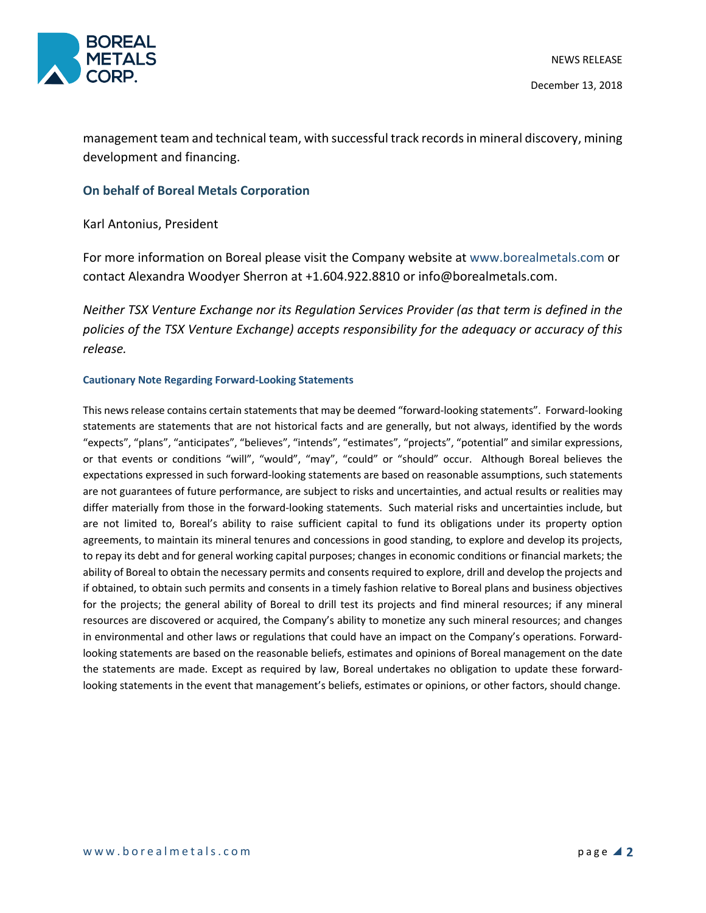management team and technical team, with successful track records in mineral discovery, mining development and financing.

**On behalf of Boreal Metals Corporation**

Karl Antonius, President

For more information on Boreal please visit the Company website at www.borealmetals.com or contact Alexandra Woodyer Sherron at +1.604.922.8810 or info@borealmetals.com.

*Neither TSX Venture Exchange nor its Regulation Services Provider (as that term is defined in the policies of the TSX Venture Exchange) accepts responsibility for the adequacy or accuracy of this release.*

#### Cautionary Note Regarding Forward-Looking Statements

This news release contains certain statements that may be deemed "forward-looking statements". Forward-looking statements are statements that are not historical facts and are generally, but not always, identified by the words "expects", "plans", "anticipates", "believes", "intends", "estimates", "projects", "potential" and similar expressions, or that events or conditions "will", "would", "may", "could" or "should" occur. Although Boreal believes the expectations expressed in such forward-looking statements are based on reasonable assumptions, such statements are not guarantees of future performance, are subject to risks and uncertainties, and actual results or realities may differ materially from those in the forward-looking statements. Such material risks and uncertainties include, but are not limited to, Boreal's ability to raise sufficient capital to fund its obligations under its property option agreements, to maintain its mineral tenures and concessions in good standing, to explore and develop its projects, to repay its debt and for general working capital purposes; changes in economic conditions or financial markets; the ability of Boreal to obtain the necessary permits and consents required to explore, drill and develop the projects and if obtained, to obtain such permits and consents in a timely fashion relative to Boreal plans and business objectives for the projects; the general ability of Boreal to drill test its projects and find mineral resources; if any mineral resources are discovered or acquired, the Company's ability to monetize any such mineral resources; and changes in environmental and other laws or regulations that could have an impact on the Company's operations. Forward-looking statements are based on the reasonable beliefs, estimates and opinions of Boreal management on the date the statements are made. Except as required by law, Boreal undertakes no obligation to update these forward-looking statements in the event that management's beliefs, estimates or opinions, or other factors, should change.